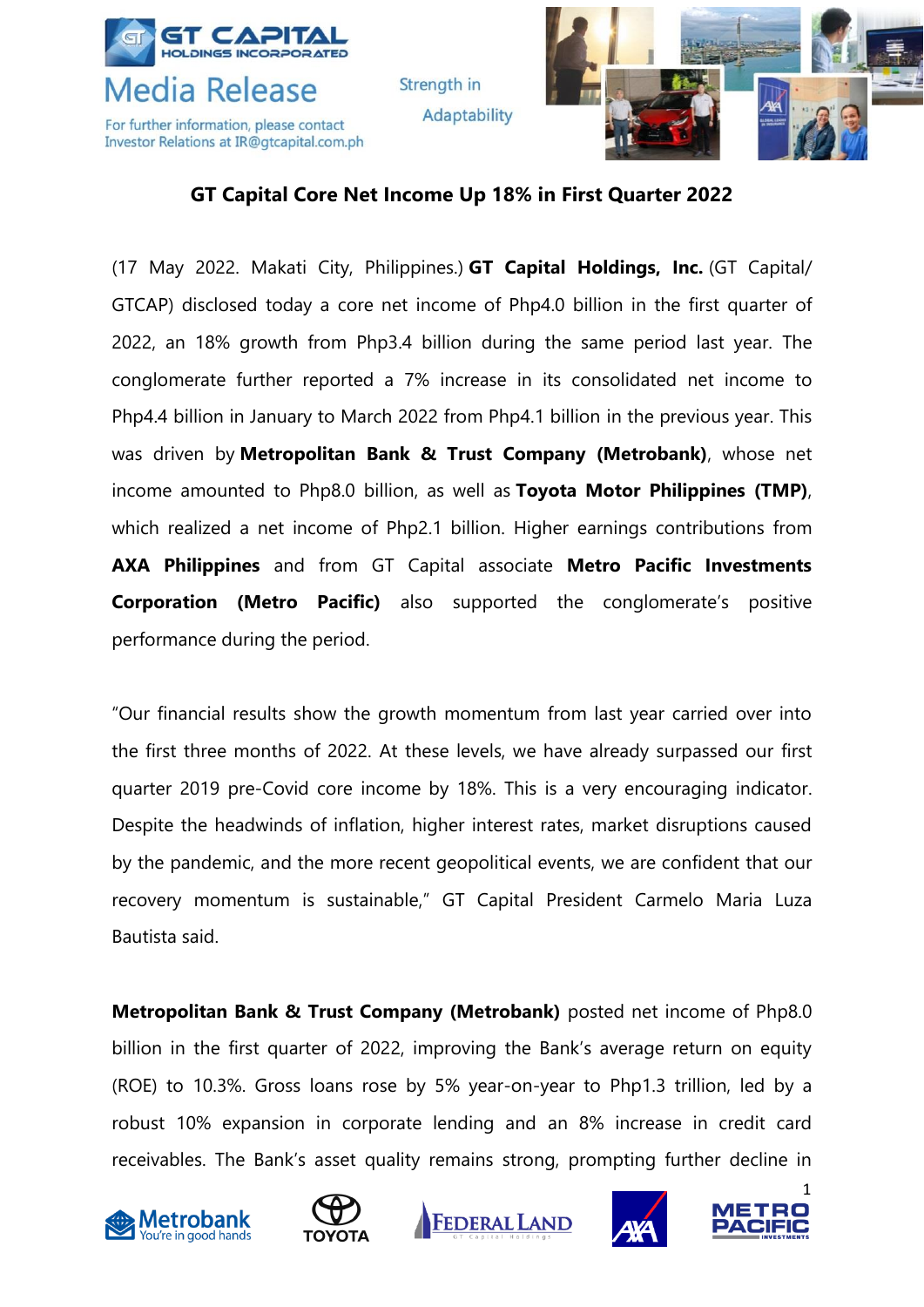GT CAPITAL HOLDINGS INCORPORATED

# Media Release

For further information, please contact Investor Relations at IR@gtcapital.com.ph

Strength in Adaptability

## GT Capital Core Net Income Up 18% in First Quarter 2022

(17 May 2022. Makati City, Philippines.) **GT Capital Holdings, Inc.** (GT Capital/ GTCAP) disclosed today a core net income of Php4.0 billion in the first quarter of 2022, an 18% growth from Php3.4 billion during the same period last year. The conglomerate further reported a 7% increase in its consolidated net income to Php4.4 billion in January to March 2022 from Php4.1 billion in the previous year. This was driven by **Metropolitan Bank & Trust Company (Metrobank)**, whose net income amounted to Php8.0 billion, as well as **Toyota Motor Philippines (TMP)**, which realized a net income of Php2.1 billion. Higher earnings contributions from **AXA Philippines** and from GT Capital associate **Metro Pacific Investments Corporation (Metro Pacific)** also supported the conglomerate's positive performance during the period.

"Our financial results show the growth momentum from last year carried over into the first three months of 2022. At these levels, we have already surpassed our first quarter 2019 pre-Covid core income by 18%. This is a very encouraging indicator. Despite the headwinds of inflation, higher interest rates, market disruptions caused by the pandemic, and the more recent geopolitical events, we are confident that our recovery momentum is sustainable," GT Capital President Carmelo Maria Luza Bautista said.

**Metropolitan Bank & Trust Company (Metrobank)** posted net income of Php8.0 billion in the first quarter of 2022, improving the Bank's average return on equity (ROE) to 10.3%. Gross loans rose by 5% year-on-year to Php1.3 trillion, led by a robust 10% expansion in corporate lending and an 8% increase in credit card receivables. The Bank's asset quality remains strong, prompting further decline in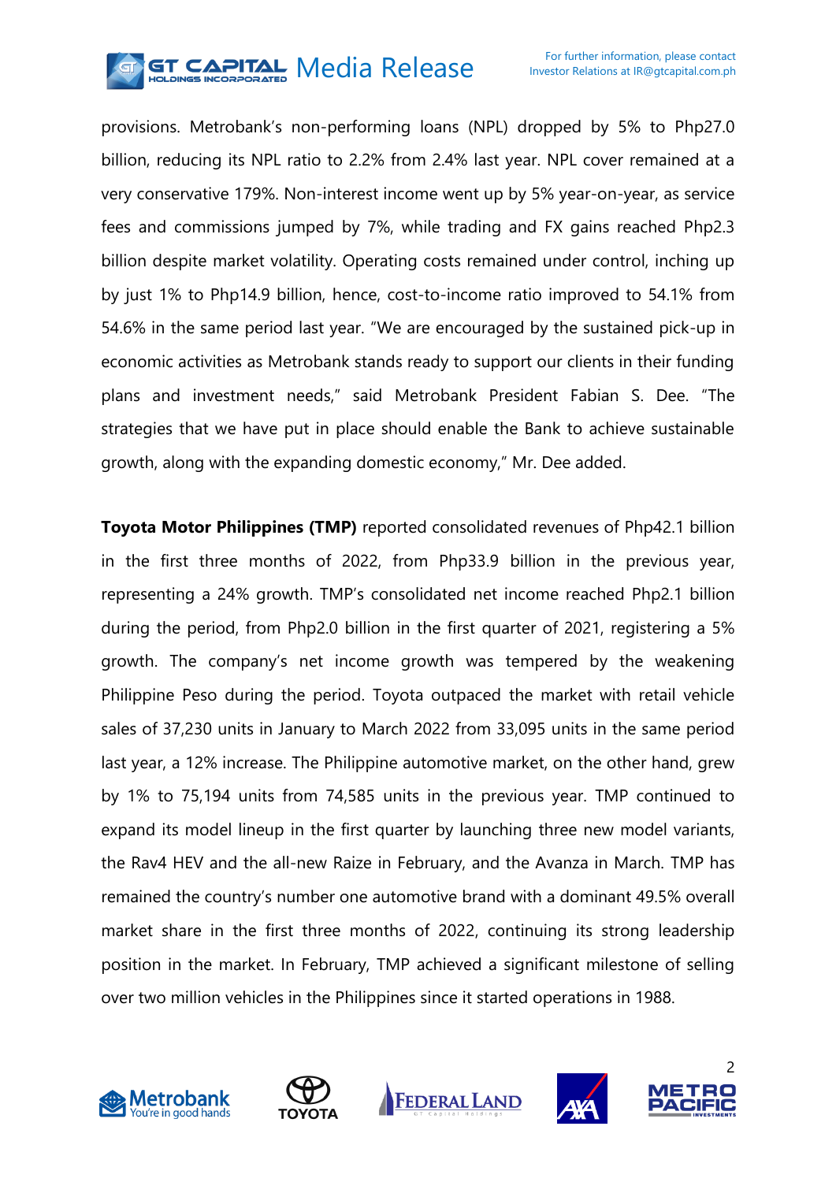provisions. Metrobank's non-performing loans (NPL) dropped by 5% to Php27.0 billion, reducing its NPL ratio to 2.2% from 2.4% last year. NPL cover remained at a very conservative 179%. Non-interest income went up by 5% year-on-year, as service fees and commissions jumped by 7%, while trading and FX gains reached Php2.3 billion despite market volatility. Operating costs remained under control, inching up by just 1% to Php14.9 billion, hence, cost-to-income ratio improved to 54.1% from 54.6% in the same period last year. "We are encouraged by the sustained pick-up in economic activities as Metrobank stands ready to support our clients in their funding plans and investment needs," said Metrobank President Fabian S. Dee. "The strategies that we have put in place should enable the Bank to achieve sustainable growth, along with the expanding domestic economy," Mr. Dee added.

**Toyota Motor Philippines (TMP)** reported consolidated revenues of Php42.1 billion in the first three months of 2022, from Php33.9 billion in the previous year, representing a 24% growth. TMP's consolidated net income reached Php2.1 billion during the period, from Php2.0 billion in the first quarter of 2021, registering a 5% growth. The company's net income growth was tempered by the weakening Philippine Peso during the period. Toyota outpaced the market with retail vehicle sales of 37,230 units in January to March 2022 from 33,095 units in the same period last year, a 12% increase. The Philippine automotive market, on the other hand, grew by 1% to 75,194 units from 74,585 units in the previous year. TMP continued to expand its model lineup in the first quarter by launching three new model variants, the Rav4 HEV and the all-new Raize in February, and the Avanza in March. TMP has remained the country's number one automotive brand with a dominant 49.5% overall market share in the first three months of 2022, continuing its strong leadership position in the market. In February, TMP achieved a significant milestone of selling over two million vehicles in the Philippines since it started operations in 1988.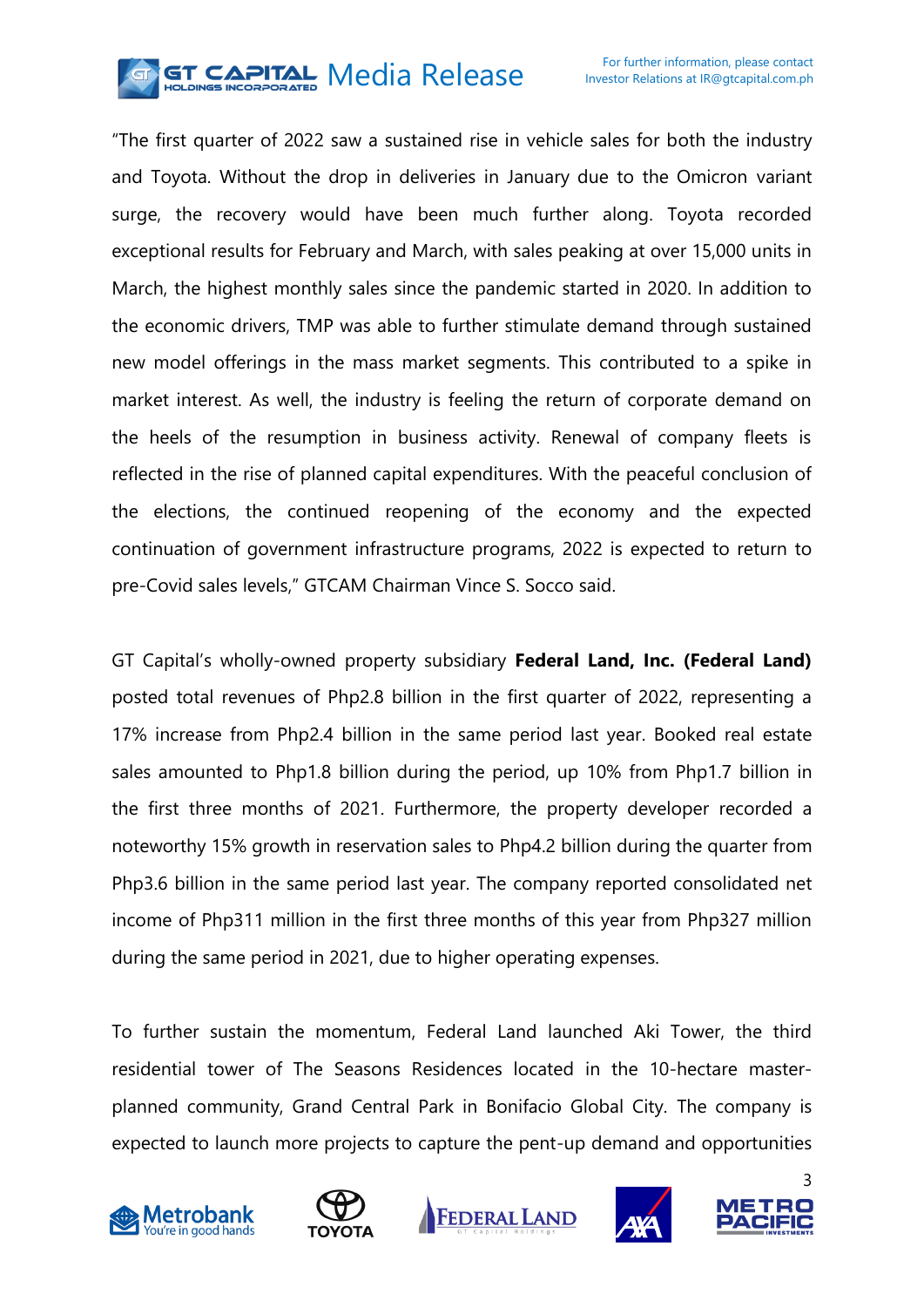"The first quarter of 2022 saw a sustained rise in vehicle sales for both the industry and Toyota. Without the drop in deliveries in January due to the Omicron variant surge, the recovery would have been much further along. Toyota recorded exceptional results for February and March, with sales peaking at over 15,000 units in March, the highest monthly sales since the pandemic started in 2020. In addition to the economic drivers, TMP was able to further stimulate demand through sustained new model offerings in the mass market segments. This contributed to a spike in market interest. As well, the industry is feeling the return of corporate demand on the heels of the resumption in business activity. Renewal of company fleets is reflected in the rise of planned capital expenditures. With the peaceful conclusion of the elections, the continued reopening of the economy and the expected continuation of government infrastructure programs, 2022 is expected to return to pre-Covid sales levels," GTCAM Chairman Vince S. Socco said.

GT Capital's wholly-owned property subsidiary **Federal Land, Inc. (Federal Land)** posted total revenues of Php2.8 billion in the first quarter of 2022, representing a 17% increase from Php2.4 billion in the same period last year. Booked real estate sales amounted to Php1.8 billion during the period, up 10% from Php1.7 billion in the first three months of 2021. Furthermore, the property developer recorded a noteworthy 15% growth in reservation sales to Php4.2 billion during the quarter from Php3.6 billion in the same period last year. The company reported consolidated net income of Php311 million in the first three months of this year from Php327 million during the same period in 2021, due to higher operating expenses.

To further sustain the momentum, Federal Land launched Aki Tower, the third residential tower of The Seasons Residences located in the 10-hectare master-planned community, Grand Central Park in Bonifacio Global City. The company is expected to launch more projects to capture the pent-up demand and opportunities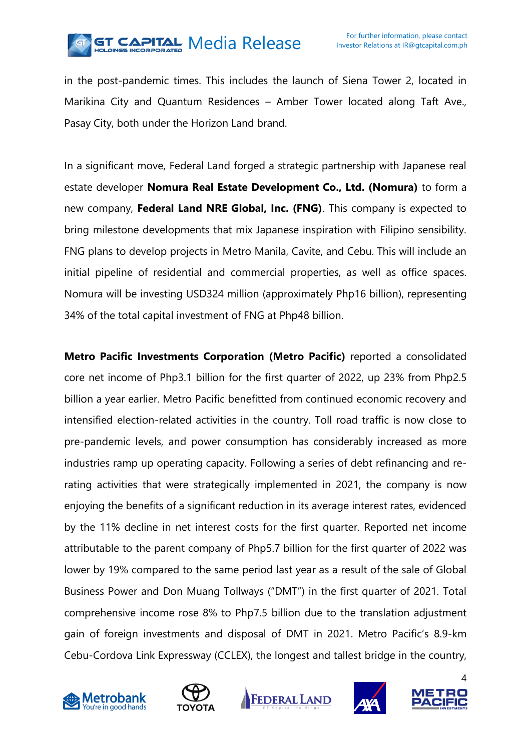in the post-pandemic times. This includes the launch of Siena Tower 2, located in Marikina City and Quantum Residences – Amber Tower located along Taft Ave., Pasay City, both under the Horizon Land brand.

In a significant move, Federal Land forged a strategic partnership with Japanese real estate developer **Nomura Real Estate Development Co., Ltd. (Nomura)** to form a new company, **Federal Land NRE Global, Inc. (FNG)**. This company is expected to bring milestone developments that mix Japanese inspiration with Filipino sensibility. FNG plans to develop projects in Metro Manila, Cavite, and Cebu. This will include an initial pipeline of residential and commercial properties, as well as office spaces. Nomura will be investing USD324 million (approximately Php16 billion), representing 34% of the total capital investment of FNG at Php48 billion.

**Metro Pacific Investments Corporation (Metro Pacific)** reported a consolidated core net income of Php3.1 billion for the first quarter of 2022, up 23% from Php2.5 billion a year earlier. Metro Pacific benefitted from continued economic recovery and intensified election-related activities in the country. Toll road traffic is now close to pre-pandemic levels, and power consumption has considerably increased as more industries ramp up operating capacity. Following a series of debt refinancing and re-rating activities that were strategically implemented in 2021, the company is now enjoying the benefits of a significant reduction in its average interest rates, evidenced by the 11% decline in net interest costs for the first quarter. Reported net income attributable to the parent company of Php5.7 billion for the first quarter of 2022 was lower by 19% compared to the same period last year as a result of the sale of Global Business Power and Don Muang Tollways ("DMT") in the first quarter of 2021. Total comprehensive income rose 8% to Php7.5 billion due to the translation adjustment gain of foreign investments and disposal of DMT in 2021. Metro Pacific's 8.9-km Cebu-Cordova Link Expressway (CCLEX), the longest and tallest bridge in the country,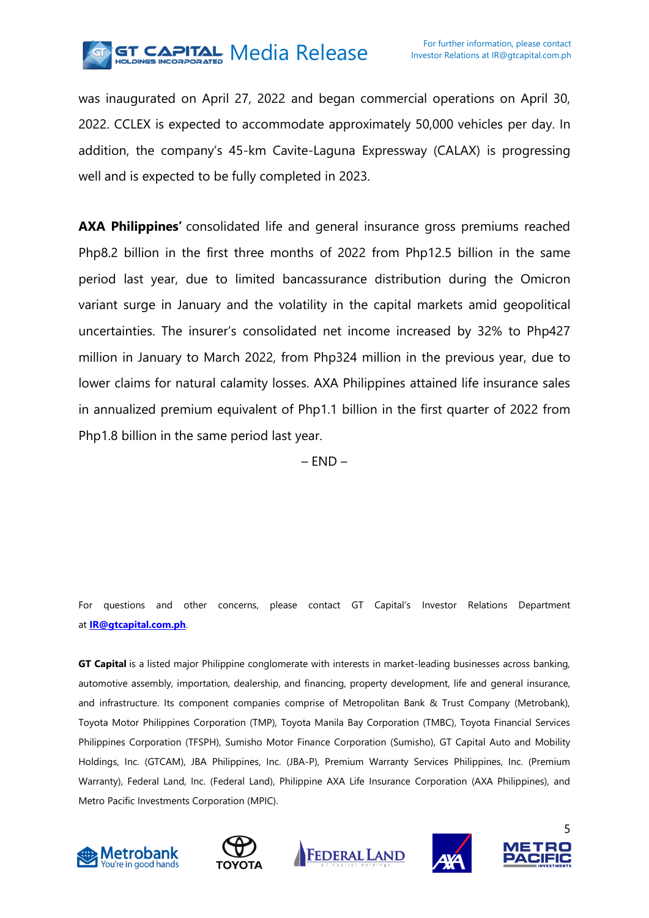was inaugurated on April 27, 2022 and began commercial operations on April 30, 2022. CCLEX is expected to accommodate approximately 50,000 vehicles per day. In addition, the company's 45-km Cavite-Laguna Expressway (CALAX) is progressing well and is expected to be fully completed in 2023.

**AXA Philippines'** consolidated life and general insurance gross premiums reached Php8.2 billion in the first three months of 2022 from Php12.5 billion in the same period last year, due to limited bancassurance distribution during the Omicron variant surge in January and the volatility in the capital markets amid geopolitical uncertainties. The insurer's consolidated net income increased by 32% to Php427 million in January to March 2022, from Php324 million in the previous year, due to lower claims for natural calamity losses. AXA Philippines attained life insurance sales in annualized premium equivalent of Php1.1 billion in the first quarter of 2022 from Php1.8 billion in the same period last year.

– END –

For questions and other concerns, please contact GT Capital's Investor Relations Department at **IR@gtcapital.com.ph**.

**GT Capital** is a listed major Philippine conglomerate with interests in market-leading businesses across banking, automotive assembly, importation, dealership, and financing, property development, life and general insurance, and infrastructure. Its component companies comprise of Metropolitan Bank & Trust Company (Metrobank), Toyota Motor Philippines Corporation (TMP), Toyota Manila Bay Corporation (TMBC), Toyota Financial Services Philippines Corporation (TFSPH), Sumisho Motor Finance Corporation (Sumisho), GT Capital Auto and Mobility Holdings, Inc. (GTCAM), JBA Philippines, Inc. (JBA-P), Premium Warranty Services Philippines, Inc. (Premium Warranty), Federal Land, Inc. (Federal Land), Philippine AXA Life Insurance Corporation (AXA Philippines), and Metro Pacific Investments Corporation (MPIC).